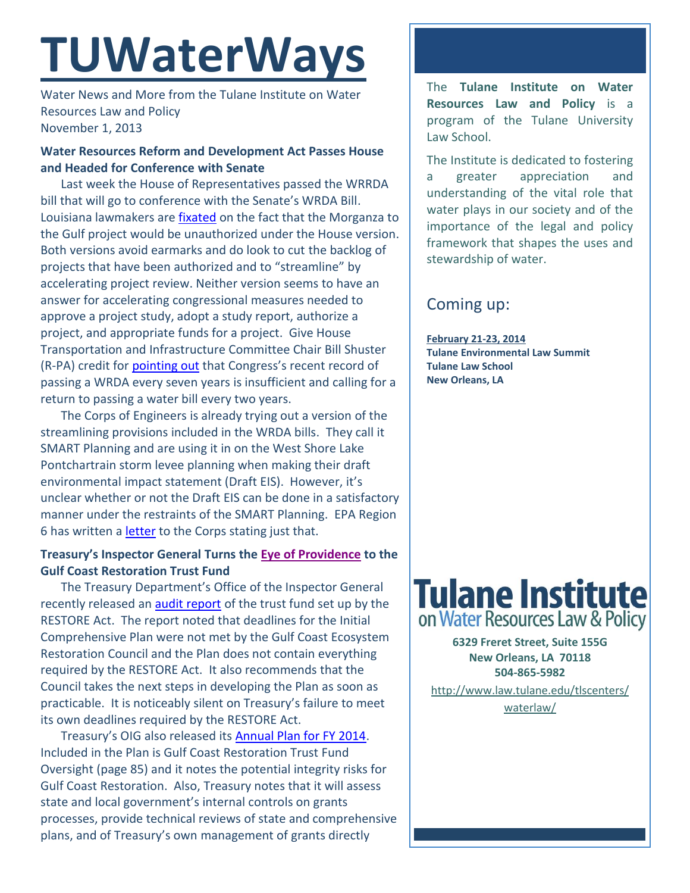# TUWaterWays

Water News and More from the Tulane Institute on Water Resources Law and Policy
November 1, 2013

**Water Resources Reform and Development Act Passes House and Headed for Conference with Senate**

Last week the House of Representatives passed the WRRDA bill that will go to conference with the Senate's WRDA Bill. Louisiana lawmakers are fixated on the fact that the Morganza to the Gulf project would be unauthorized under the House version. Both versions avoid earmarks and do look to cut the backlog of projects that have been authorized and to "streamline" by accelerating project review. Neither version seems to have an answer for accelerating congressional measures needed to approve a project study, adopt a study report, authorize a project, and appropriate funds for a project. Give House Transportation and Infrastructure Committee Chair Bill Shuster (R-PA) credit for pointing out that Congress's recent record of passing a WRDA every seven years is insufficient and calling for a return to passing a water bill every two years.

The Corps of Engineers is already trying out a version of the streamlining provisions included in the WRDA bills. They call it SMART Planning and are using it in on the West Shore Lake Pontchartrain storm levee planning when making their draft environmental impact statement (Draft EIS). However, it's unclear whether or not the Draft EIS can be done in a satisfactory manner under the restraints of the SMART Planning. EPA Region 6 has written a letter to the Corps stating just that.

**Treasury's Inspector General Turns the Eye of Providence to the Gulf Coast Restoration Trust Fund**

The Treasury Department's Office of the Inspector General recently released an audit report of the trust fund set up by the RESTORE Act. The report noted that deadlines for the Initial Comprehensive Plan were not met by the Gulf Coast Ecosystem Restoration Council and the Plan does not contain everything required by the RESTORE Act. It also recommends that the Council takes the next steps in developing the Plan as soon as practicable. It is noticeably silent on Treasury's failure to meet its own deadlines required by the RESTORE Act.

Treasury's OIG also released its Annual Plan for FY 2014. Included in the Plan is Gulf Coast Restoration Trust Fund Oversight (page 85) and it notes the potential integrity risks for Gulf Coast Restoration. Also, Treasury notes that it will assess state and local government's internal controls on grants processes, provide technical reviews of state and comprehensive plans, and of Treasury's own management of grants directly

The **Tulane Institute on Water Resources Law and Policy** is a program of the Tulane University Law School.

The Institute is dedicated to fostering a greater appreciation and understanding of the vital role that water plays in our society and of the importance of the legal and policy framework that shapes the uses and stewardship of water.

## Coming up:

**February 21-23, 2014**
**Tulane Environmental Law Summit**
**Tulane Law School**
**New Orleans, LA**

**Tulane Institute on Water Resources Law & Policy**

**6329 Freret Street, Suite 155G**
**New Orleans, LA 70118**
**504-865-5982**

http://www.law.tulane.edu/tlscenters/waterlaw/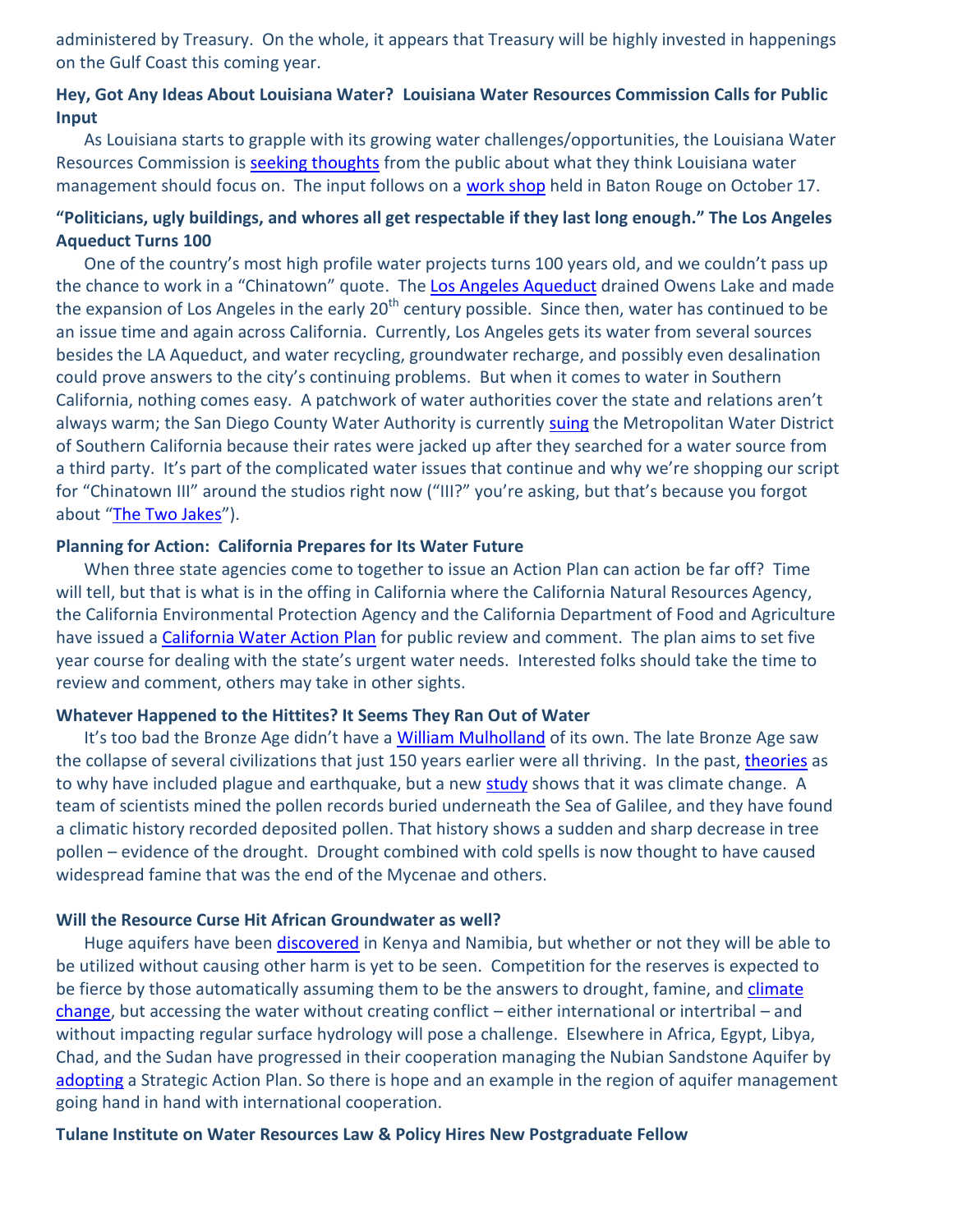administered by Treasury. On the whole, it appears that Treasury will be highly invested in happenings on the Gulf Coast this coming year.

**Hey, Got Any Ideas About Louisiana Water? Louisiana Water Resources Commission Calls for Public Input**

As Louisiana starts to grapple with its growing water challenges/opportunities, the Louisiana Water Resources Commission is seeking thoughts from the public about what they think Louisiana water management should focus on. The input follows on a work shop held in Baton Rouge on October 17.

**"Politicians, ugly buildings, and whores all get respectable if they last long enough." The Los Angeles Aqueduct Turns 100**

One of the country's most high profile water projects turns 100 years old, and we couldn't pass up the chance to work in a "Chinatown" quote. The Los Angeles Aqueduct drained Owens Lake and made the expansion of Los Angeles in the early 20th century possible. Since then, water has continued to be an issue time and again across California. Currently, Los Angeles gets its water from several sources besides the LA Aqueduct, and water recycling, groundwater recharge, and possibly even desalination could prove answers to the city's continuing problems. But when it comes to water in Southern California, nothing comes easy. A patchwork of water authorities cover the state and relations aren't always warm; the San Diego County Water Authority is currently suing the Metropolitan Water District of Southern California because their rates were jacked up after they searched for a water source from a third party. It's part of the complicated water issues that continue and why we're shopping our script for "Chinatown III" around the studios right now ("III?" you're asking, but that's because you forgot about "The Two Jakes").

**Planning for Action: California Prepares for Its Water Future**

When three state agencies come to together to issue an Action Plan can action be far off? Time will tell, but that is what is in the offing in California where the California Natural Resources Agency, the California Environmental Protection Agency and the California Department of Food and Agriculture have issued a California Water Action Plan for public review and comment. The plan aims to set five year course for dealing with the state's urgent water needs. Interested folks should take the time to review and comment, others may take in other sights.

**Whatever Happened to the Hittites? It Seems They Ran Out of Water**

It's too bad the Bronze Age didn't have a William Mulholland of its own. The late Bronze Age saw the collapse of several civilizations that just 150 years earlier were all thriving. In the past, theories as to why have included plague and earthquake, but a new study shows that it was climate change. A team of scientists mined the pollen records buried underneath the Sea of Galilee, and they have found a climatic history recorded deposited pollen. That history shows a sudden and sharp decrease in tree pollen – evidence of the drought. Drought combined with cold spells is now thought to have caused widespread famine that was the end of the Mycenae and others.

**Will the Resource Curse Hit African Groundwater as well?**

Huge aquifers have been discovered in Kenya and Namibia, but whether or not they will be able to be utilized without causing other harm is yet to be seen. Competition for the reserves is expected to be fierce by those automatically assuming them to be the answers to drought, famine, and climate change, but accessing the water without creating conflict – either international or intertribal – and without impacting regular surface hydrology will pose a challenge. Elsewhere in Africa, Egypt, Libya, Chad, and the Sudan have progressed in their cooperation managing the Nubian Sandstone Aquifer by adopting a Strategic Action Plan. So there is hope and an example in the region of aquifer management going hand in hand with international cooperation.

**Tulane Institute on Water Resources Law & Policy Hires New Postgraduate Fellow**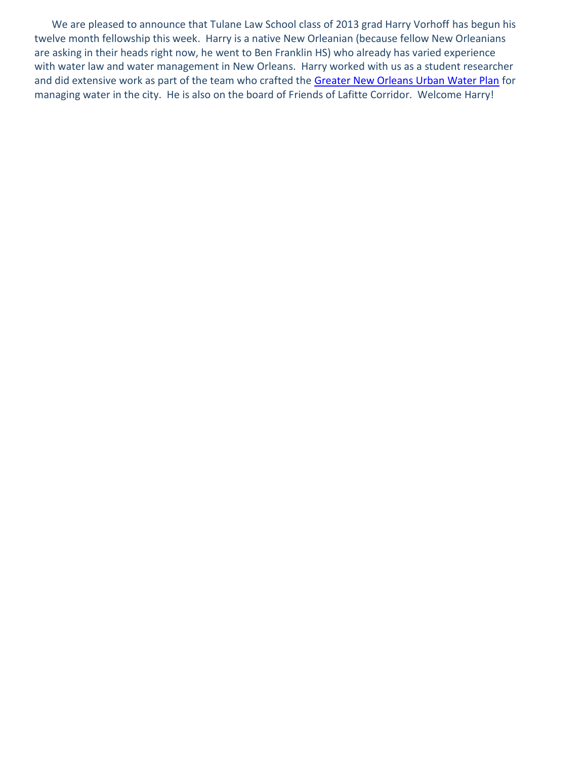We are pleased to announce that Tulane Law School class of 2013 grad Harry Vorhoff has begun his twelve month fellowship this week. Harry is a native New Orleanian (because fellow New Orleanians are asking in their heads right now, he went to Ben Franklin HS) who already has varied experience with water law and water management in New Orleans. Harry worked with us as a student researcher and did extensive work as part of the team who crafted the Greater New Orleans Urban Water Plan for managing water in the city. He is also on the board of Friends of Lafitte Corridor. Welcome Harry!